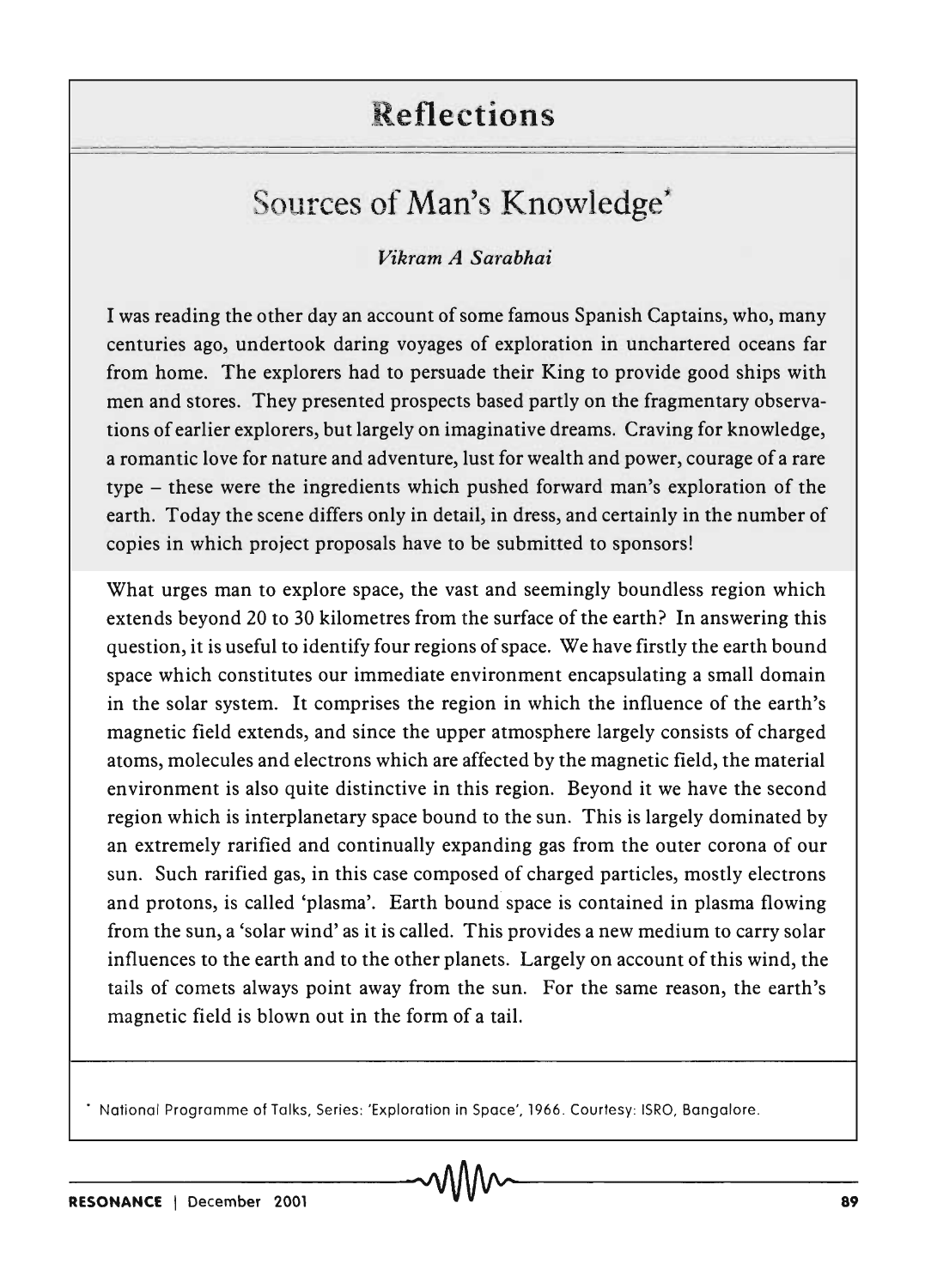# Reflections

## Sources of Man's Knowledge*

*Vikram A Sarabhai*

I was reading the other day an account of some famous Spanish Captains, who, many centuries ago, undertook daring voyages of exploration in unchartered oceans far from home. The explorers had to persuade their King to provide good ships with men and stores. They presented prospects based partly on the fragmentary observations of earlier explorers, but largely on imaginative dreams. Craving for knowledge, a romantic love for nature and adventure, lust for wealth and power, courage of a rare type – these were the ingredients which pushed forward man's exploration of the earth. Today the scene differs only in detail, in dress, and certainly in the number of copies in which project proposals have to be submitted to sponsors!

What urges man to explore space, the vast and seemingly boundless region which extends beyond 20 to 30 kilometres from the surface of the earth? In answering this question, it is useful to identify four regions of space. We have firstly the earth bound space which constitutes our immediate environment encapsulating a small domain in the solar system. It comprises the region in which the influence of the earth's magnetic field extends, and since the upper atmosphere largely consists of charged atoms, molecules and electrons which are affected by the magnetic field, the material environment is also quite distinctive in this region. Beyond it we have the second region which is interplanetary space bound to the sun. This is largely dominated by an extremely rarified and continually expanding gas from the outer corona of our sun. Such rarified gas, in this case composed of charged particles, mostly electrons and protons, is called 'plasma'. Earth bound space is contained in plasma flowing from the sun, a 'solar wind' as it is called. This provides a new medium to carry solar influences to the earth and to the other planets. Largely on account of this wind, the tails of comets always point away from the sun. For the same reason, the earth's magnetic field is blown out in the form of a tail.

* National Programme of Talks, Series: 'Exploration in Space', 1966. Courtesy: ISRO, Bangalore.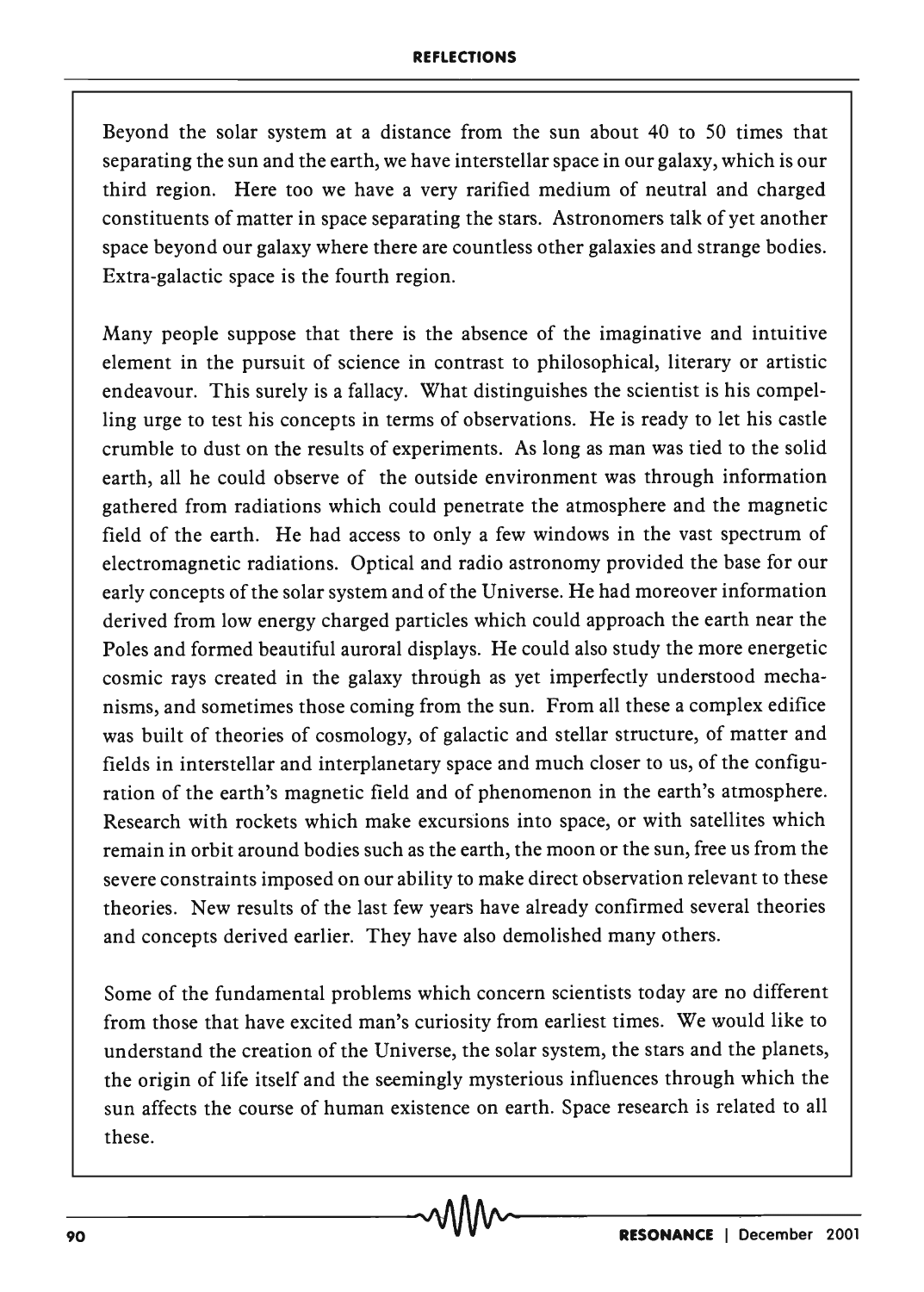Beyond the solar system at a distance from the sun about 40 to 50 times that separating the sun and the earth, we have interstellar space in our galaxy, which is our third region. Here too we have a very rarified medium of neutral and charged constituents of matter in space separating the stars. Astronomers talk of yet another space beyond our galaxy where there are countless other galaxies and strange bodies. Extra-galactic space is the fourth region.

Many people suppose that there is the absence of the imaginative and intuitive element in the pursuit of science in contrast to philosophical, literary or artistic endeavour. This surely is a fallacy. What distinguishes the scientist is his compelling urge to test his concepts in terms of observations. He is ready to let his castle crumble to dust on the results of experiments. As long as man was tied to the solid earth, all he could observe of the outside environment was through information gathered from radiations which could penetrate the atmosphere and the magnetic field of the earth. He had access to only a few windows in the vast spectrum of electromagnetic radiations. Optical and radio astronomy provided the base for our early concepts of the solar system and of the Universe. He had moreover information derived from low energy charged particles which could approach the earth near the Poles and formed beautiful auroral displays. He could also study the more energetic cosmic rays created in the galaxy through as yet imperfectly understood mechanisms, and sometimes those coming from the sun. From all these a complex edifice was built of theories of cosmology, of galactic and stellar structure, of matter and fields in interstellar and interplanetary space and much closer to us, of the configuration of the earth's magnetic field and of phenomenon in the earth's atmosphere. Research with rockets which make excursions into space, or with satellites which remain in orbit around bodies such as the earth, the moon or the sun, free us from the severe constraints imposed on our ability to make direct observation relevant to these theories. New results of the last few years have already confirmed several theories and concepts derived earlier. They have also demolished many others.

Some of the fundamental problems which concern scientists today are no different from those that have excited man's curiosity from earliest times. We would like to understand the creation of the Universe, the solar system, the stars and the planets, the origin of life itself and the seemingly mysterious influences through which the sun affects the course of human existence on earth. Space research is related to all these.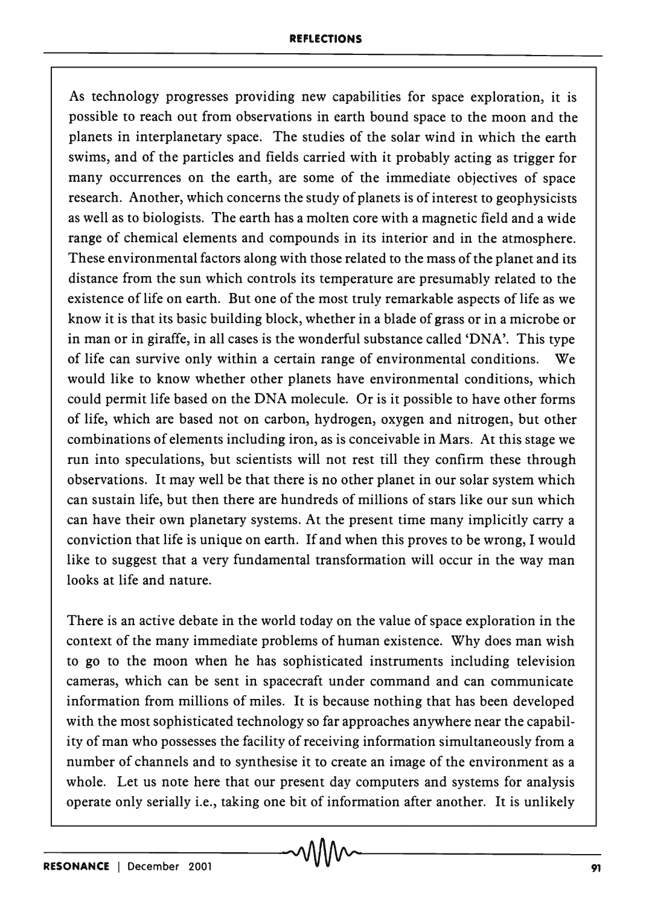As technology progresses providing new capabilities for space exploration, it is possible to reach out from observations in earth bound space to the moon and the planets in interplanetary space. The studies of the solar wind in which the earth swims, and of the particles and fields carried with it probably acting as trigger for many occurrences on the earth, are some of the immediate objectives of space research. Another, which concerns the study of planets is of interest to geophysicists as well as to biologists. The earth has a molten core with a magnetic field and a wide range of chemical elements and compounds in its interior and in the atmosphere. These environmental factors along with those related to the mass of the planet and its distance from the sun which controls its temperature are presumably related to the existence of life on earth. But one of the most truly remarkable aspects of life as we know it is that its basic building block, whether in a blade of grass or in a microbe or in man or in giraffe, in all cases is the wonderful substance called 'DNA'. This type of life can survive only within a certain range of environmental conditions. We would like to know whether other planets have environmental conditions, which could permit life based on the DNA molecule. Or is it possible to have other forms of life, which are based not on carbon, hydrogen, oxygen and nitrogen, but other combinations of elements including iron, as is conceivable in Mars. At this stage we run into speculations, but scientists will not rest till they confirm these through observations. It may well be that there is no other planet in our solar system which can sustain life, but then there are hundreds of millions of stars like our sun which can have their own planetary systems. At the present time many implicitly carry a conviction that life is unique on earth. If and when this proves to be wrong, I would like to suggest that a very fundamental transformation will occur in the way man looks at life and nature.

There is an active debate in the world today on the value of space exploration in the context of the many immediate problems of human existence. Why does man wish to go to the moon when he has sophisticated instruments including television cameras, which can be sent in spacecraft under command and can communicate information from millions of miles. It is because nothing that has been developed with the most sophisticated technology so far approaches anywhere near the capability of man who possesses the facility of receiving information simultaneously from a number of channels and to synthesise it to create an image of the environment as a whole. Let us note here that our present day computers and systems for analysis operate only serially i.e., taking one bit of information after another. It is unlikely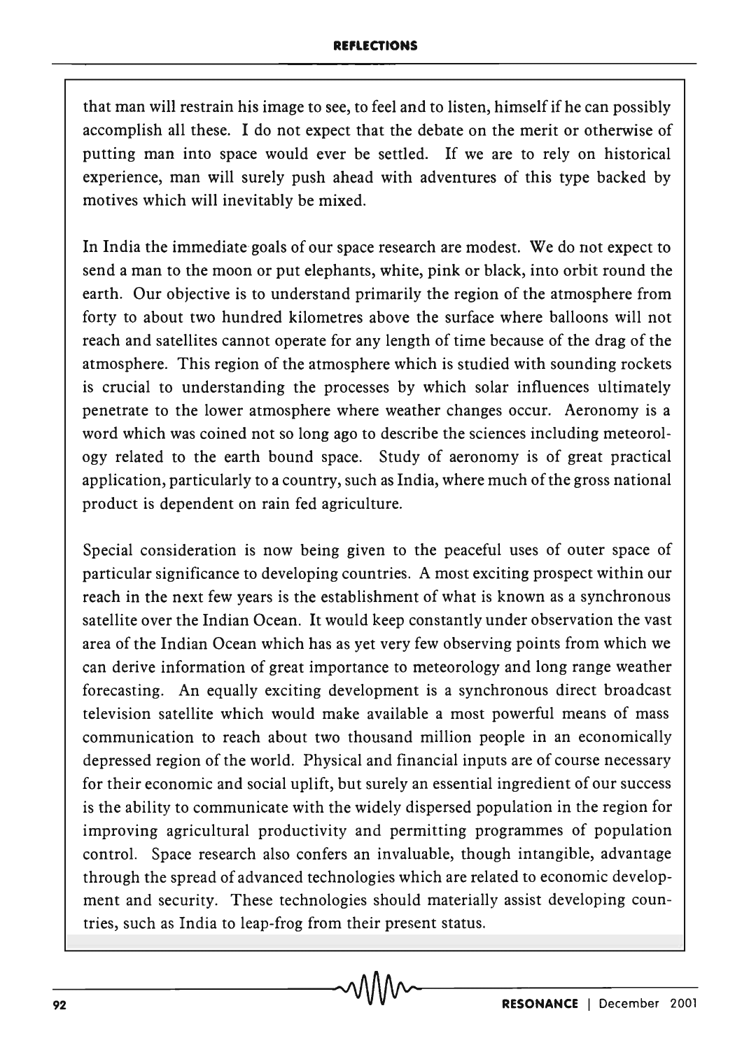that man will restrain his image to see, to feel and to listen, himself if he can possibly accomplish all these. I do not expect that the debate on the merit or otherwise of putting man into space would ever be settled. If we are to rely on historical experience, man will surely push ahead with adventures of this type backed by motives which will inevitably be mixed.

In India the immediate goals of our space research are modest. We do not expect to send a man to the moon or put elephants, white, pink or black, into orbit round the earth. Our objective is to understand primarily the region of the atmosphere from forty to about two hundred kilometres above the surface where balloons will not reach and satellites cannot operate for any length of time because of the drag of the atmosphere. This region of the atmosphere which is studied with sounding rockets is crucial to understanding the processes by which solar influences ultimately penetrate to the lower atmosphere where weather changes occur. Aeronomy is a word which was coined not so long ago to describe the sciences including meteorology related to the earth bound space. Study of aeronomy is of great practical application, particularly to a country, such as India, where much of the gross national product is dependent on rain fed agriculture.

Special consideration is now being given to the peaceful uses of outer space of particular significance to developing countries. A most exciting prospect within our reach in the next few years is the establishment of what is known as a synchronous satellite over the Indian Ocean. It would keep constantly under observation the vast area of the Indian Ocean which has as yet very few observing points from which we can derive information of great importance to meteorology and long range weather forecasting. An equally exciting development is a synchronous direct broadcast television satellite which would make available a most powerful means of mass communication to reach about two thousand million people in an economically depressed region of the world. Physical and financial inputs are of course necessary for their economic and social uplift, but surely an essential ingredient of our success is the ability to communicate with the widely dispersed population in the region for improving agricultural productivity and permitting programmes of population control. Space research also confers an invaluable, though intangible, advantage through the spread of advanced technologies which are related to economic development and security. These technologies should materially assist developing countries, such as India to leap-frog from their present status.